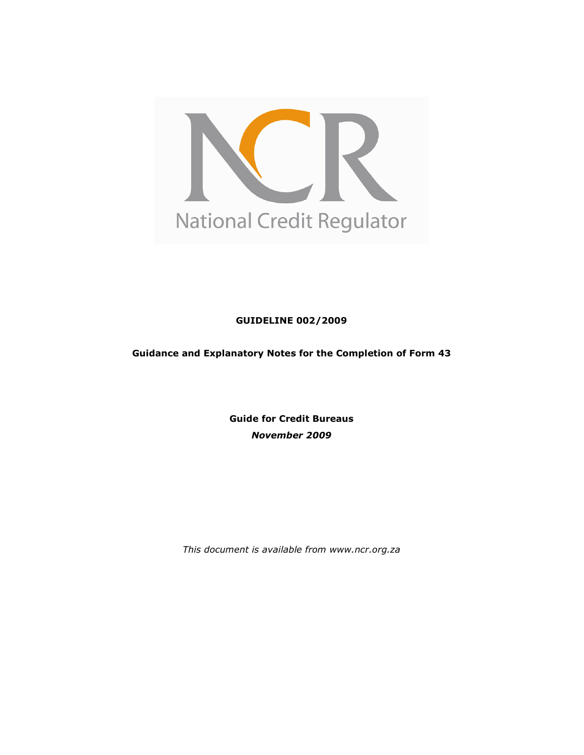NCR

National Credit Regulator

**GUIDELINE 002/2009**

**Guidance and Explanatory Notes for the Completion of Form 43**

**Guide for Credit Bureaus**

***November 2009***

*This document is available from www.ncr.org.za*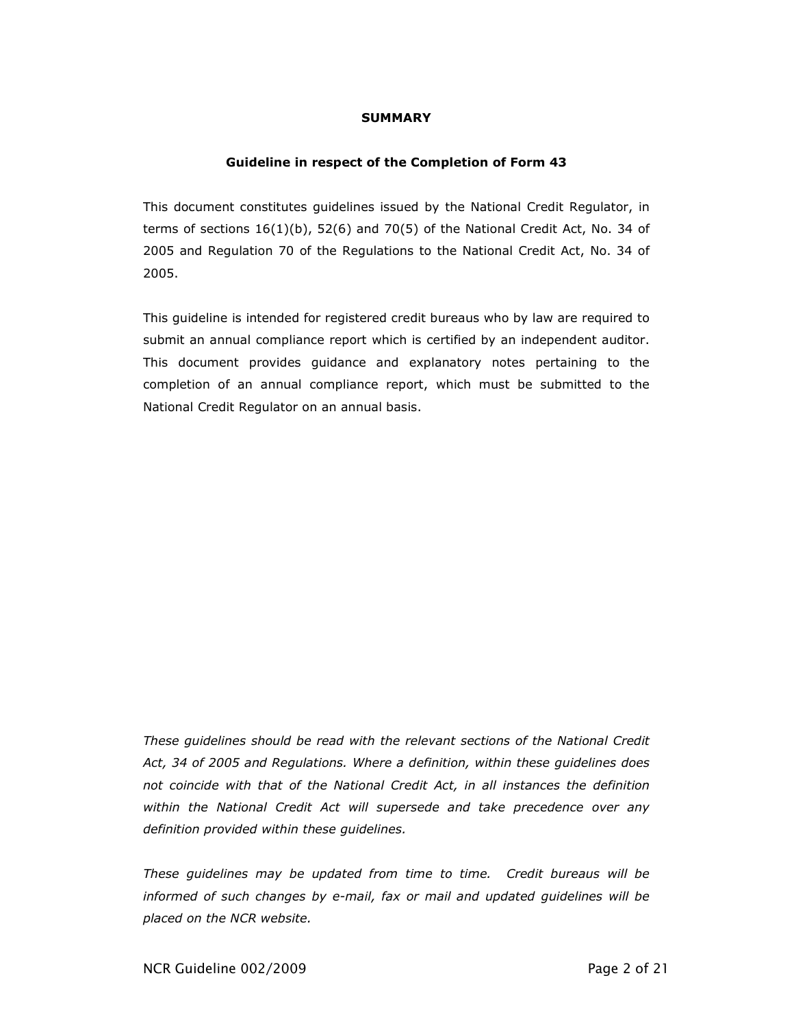**SUMMARY**

**Guideline in respect of the Completion of Form 43**

This document constitutes guidelines issued by the National Credit Regulator, in terms of sections 16(1)(b), 52(6) and 70(5) of the National Credit Act, No. 34 of 2005 and Regulation 70 of the Regulations to the National Credit Act, No. 34 of 2005.

This guideline is intended for registered credit bureaus who by law are required to submit an annual compliance report which is certified by an independent auditor. This document provides guidance and explanatory notes pertaining to the completion of an annual compliance report, which must be submitted to the National Credit Regulator on an annual basis.

*These guidelines should be read with the relevant sections of the National Credit Act, 34 of 2005 and Regulations. Where a definition, within these guidelines does not coincide with that of the National Credit Act, in all instances the definition within the National Credit Act will supersede and take precedence over any definition provided within these guidelines.*

*These guidelines may be updated from time to time. Credit bureaus will be informed of such changes by e-mail, fax or mail and updated guidelines will be placed on the NCR website.*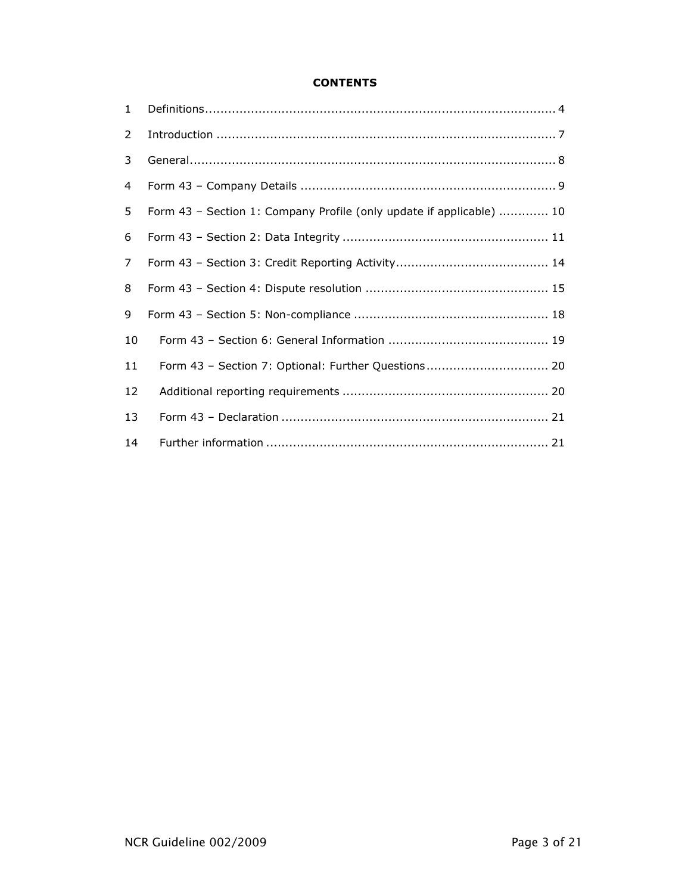**CONTENTS**

| | | |
|---|---|---|
| 1 | Definitions | 4 |
| 2 | Introduction | 7 |
| 3 | General | 8 |
| 4 | Form 43 – Company Details | 9 |
| 5 | Form 43 – Section 1: Company Profile (only update if applicable) | 10 |
| 6 | Form 43 – Section 2: Data Integrity | 11 |
| 7 | Form 43 – Section 3: Credit Reporting Activity | 14 |
| 8 | Form 43 – Section 4: Dispute resolution | 15 |
| 9 | Form 43 – Section 5: Non-compliance | 18 |
| 10 | Form 43 – Section 6: General Information | 19 |
| 11 | Form 43 – Section 7: Optional: Further Questions | 20 |
| 12 | Additional reporting requirements | 20 |
| 13 | Form 43 – Declaration | 21 |
| 14 | Further information | 21 |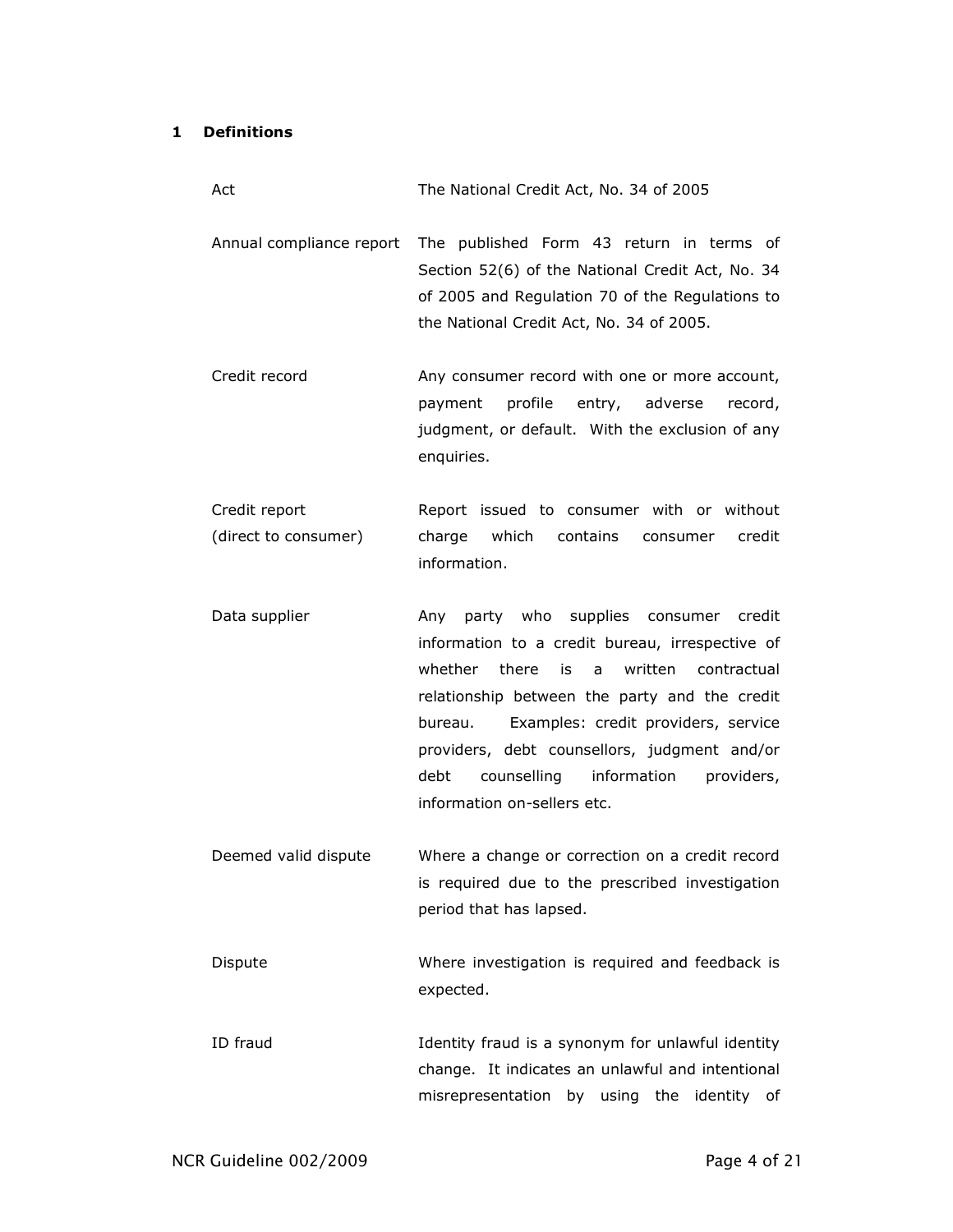## 1 Definitions

| Term | Definition |
|---|---|
| Act | The National Credit Act, No. 34 of 2005 |
| Annual compliance report | The published Form 43 return in terms of Section 52(6) of the National Credit Act, No. 34 of 2005 and Regulation 70 of the Regulations to the National Credit Act, No. 34 of 2005. |
| Credit record | Any consumer record with one or more account, payment profile entry, adverse record, judgment, or default. With the exclusion of any enquiries. |
| Credit report (direct to consumer) | Report issued to consumer with or without charge which contains consumer credit information. |
| Data supplier | Any party who supplies consumer credit information to a credit bureau, irrespective of whether there is a written contractual relationship between the party and the credit bureau. Examples: credit providers, service providers, debt counsellors, judgment and/or debt counselling information providers, information on-sellers etc. |
| Deemed valid dispute | Where a change or correction on a credit record is required due to the prescribed investigation period that has lapsed. |
| Dispute | Where investigation is required and feedback is expected. |
| ID fraud | Identity fraud is a synonym for unlawful identity change. It indicates an unlawful and intentional misrepresentation by using the identity of |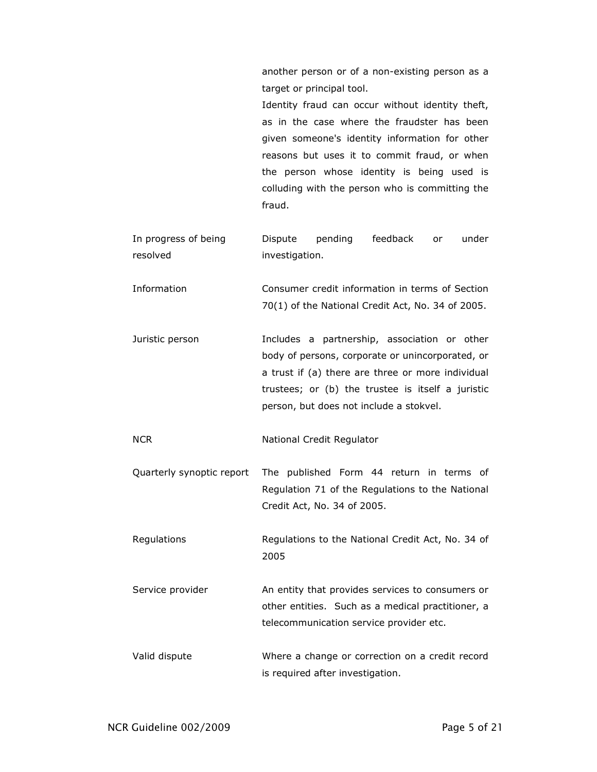| | |
|---|---|
| | another person or of a non-existing person as a target or principal tool. Identity fraud can occur without identity theft, as in the case where the fraudster has been given someone's identity information for other reasons but uses it to commit fraud, or when the person whose identity is being used is colluding with the person who is committing the fraud. |
| In progress of being resolved | Dispute pending feedback or under investigation. |
| Information | Consumer credit information in terms of Section 70(1) of the National Credit Act, No. 34 of 2005. |
| Juristic person | Includes a partnership, association or other body of persons, corporate or unincorporated, or a trust if (a) there are three or more individual trustees; or (b) the trustee is itself a juristic person, but does not include a stokvel. |
| NCR | National Credit Regulator |
| Quarterly synoptic report | The published Form 44 return in terms of Regulation 71 of the Regulations to the National Credit Act, No. 34 of 2005. |
| Regulations | Regulations to the National Credit Act, No. 34 of 2005 |
| Service provider | An entity that provides services to consumers or other entities. Such as a medical practitioner, a telecommunication service provider etc. |
| Valid dispute | Where a change or correction on a credit record is required after investigation. |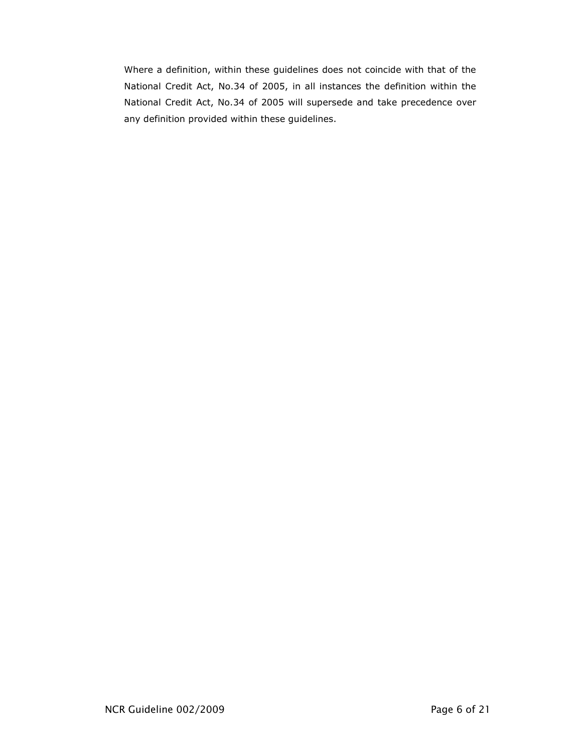Where a definition, within these guidelines does not coincide with that of the National Credit Act, No.34 of 2005, in all instances the definition within the National Credit Act, No.34 of 2005 will supersede and take precedence over any definition provided within these guidelines.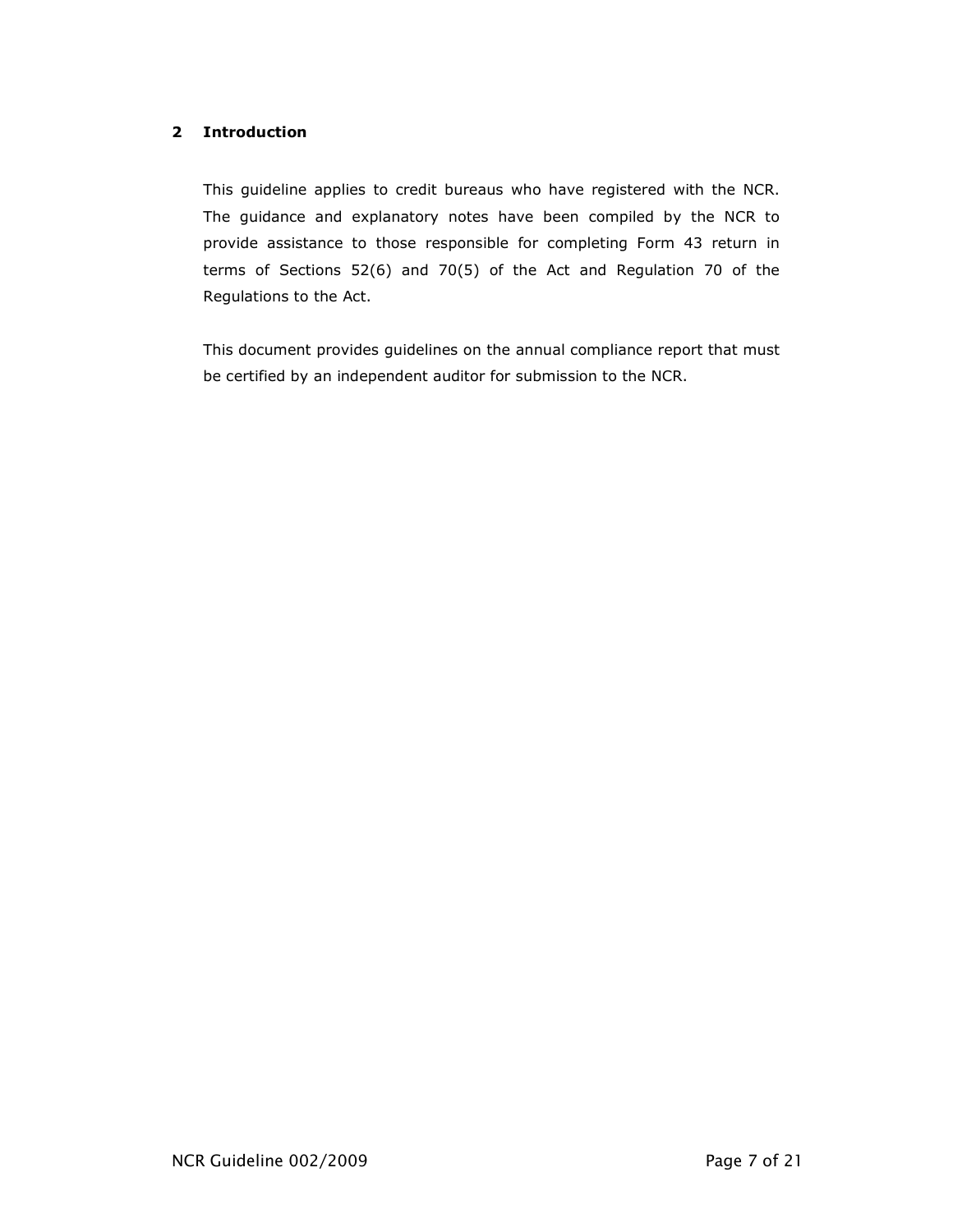## 2 Introduction

This guideline applies to credit bureaus who have registered with the NCR. The guidance and explanatory notes have been compiled by the NCR to provide assistance to those responsible for completing Form 43 return in terms of Sections 52(6) and 70(5) of the Act and Regulation 70 of the Regulations to the Act.

This document provides guidelines on the annual compliance report that must be certified by an independent auditor for submission to the NCR.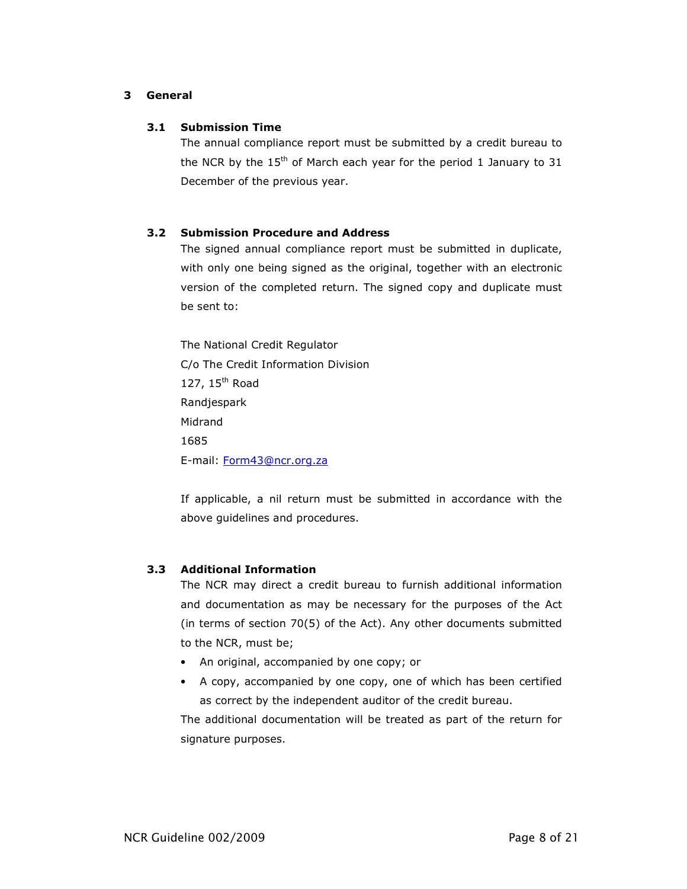# 3 General

## 3.1 Submission Time

The annual compliance report must be submitted by a credit bureau to the NCR by the 15th of March each year for the period 1 January to 31 December of the previous year.

## 3.2 Submission Procedure and Address

The signed annual compliance report must be submitted in duplicate, with only one being signed as the original, together with an electronic version of the completed return. The signed copy and duplicate must be sent to:

The National Credit Regulator  
C/o The Credit Information Division  
127, 15th Road  
Randjespark  
Midrand  
1685  
E-mail: Form43@ncr.org.za

If applicable, a nil return must be submitted in accordance with the above guidelines and procedures.

## 3.3 Additional Information

The NCR may direct a credit bureau to furnish additional information and documentation as may be necessary for the purposes of the Act (in terms of section 70(5) of the Act). Any other documents submitted to the NCR, must be;

- An original, accompanied by one copy; or
- A copy, accompanied by one copy, one of which has been certified as correct by the independent auditor of the credit bureau.

The additional documentation will be treated as part of the return for signature purposes.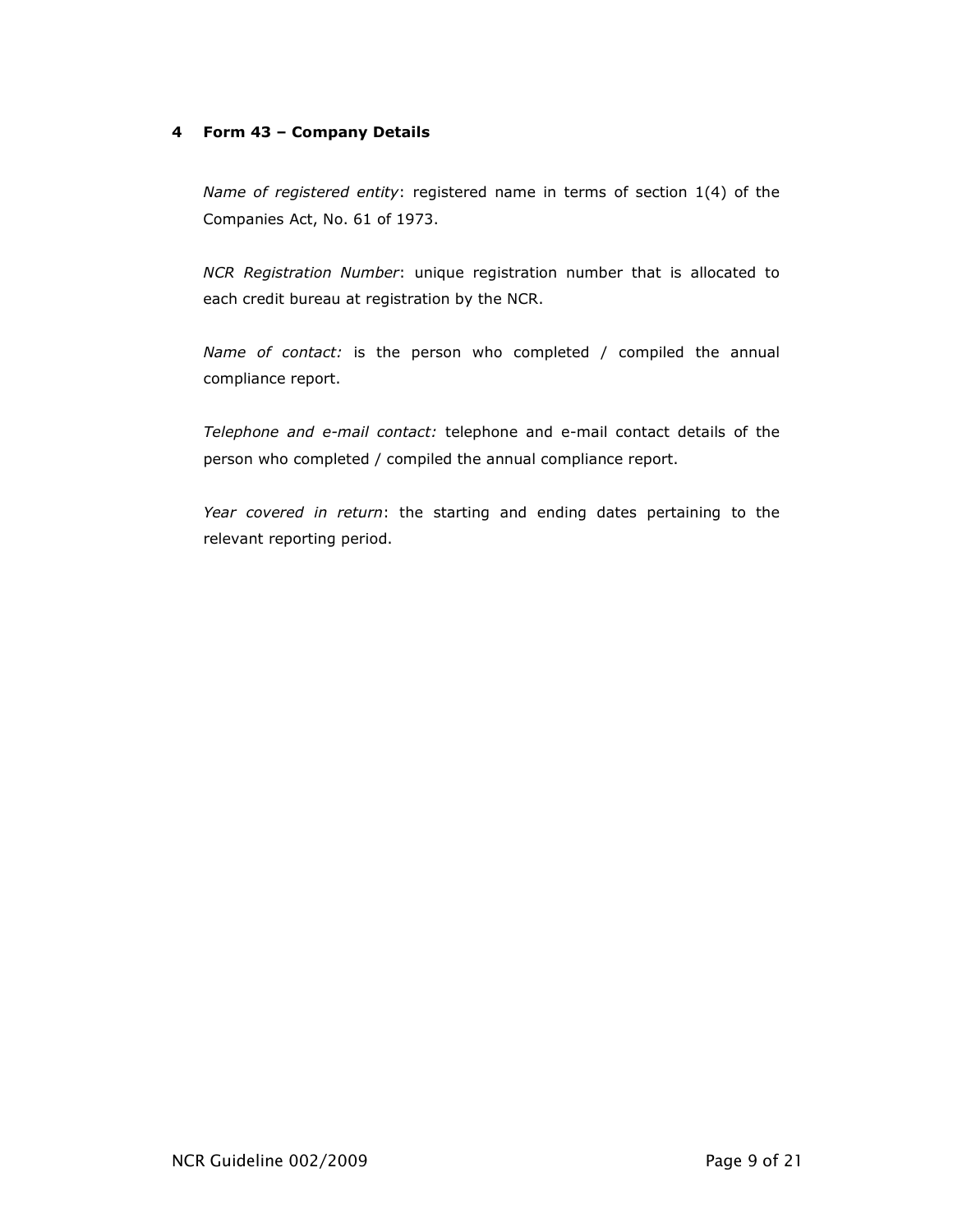## 4 Form 43 – Company Details

*Name of registered entity*: registered name in terms of section 1(4) of the Companies Act, No. 61 of 1973.

*NCR Registration Number*: unique registration number that is allocated to each credit bureau at registration by the NCR.

*Name of contact:* is the person who completed / compiled the annual compliance report.

*Telephone and e-mail contact:* telephone and e-mail contact details of the person who completed / compiled the annual compliance report.

*Year covered in return*: the starting and ending dates pertaining to the relevant reporting period.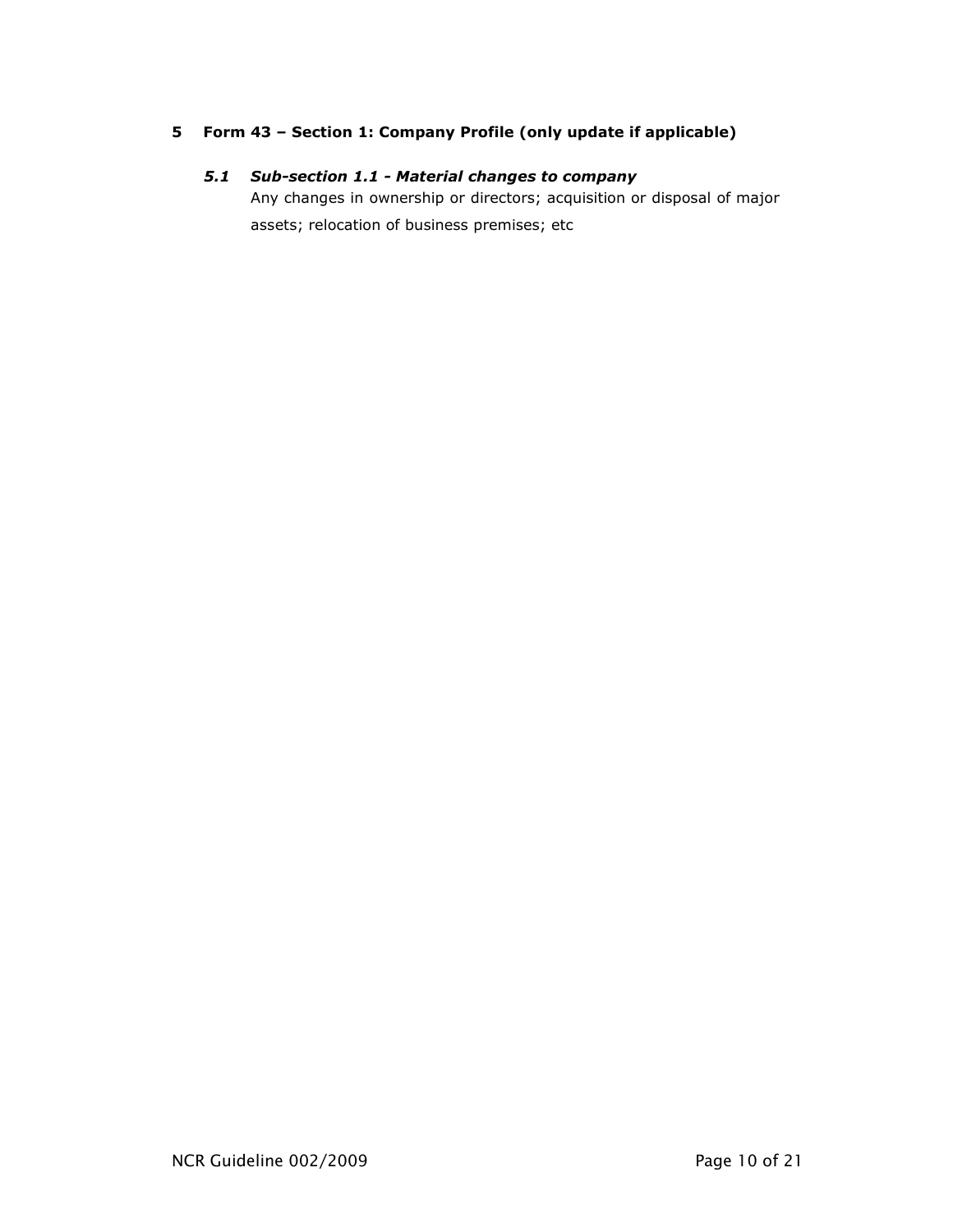## 5 Form 43 – Section 1: Company Profile (only update if applicable)

### *5.1 Sub-section 1.1 - Material changes to company*

Any changes in ownership or directors; acquisition or disposal of major assets; relocation of business premises; etc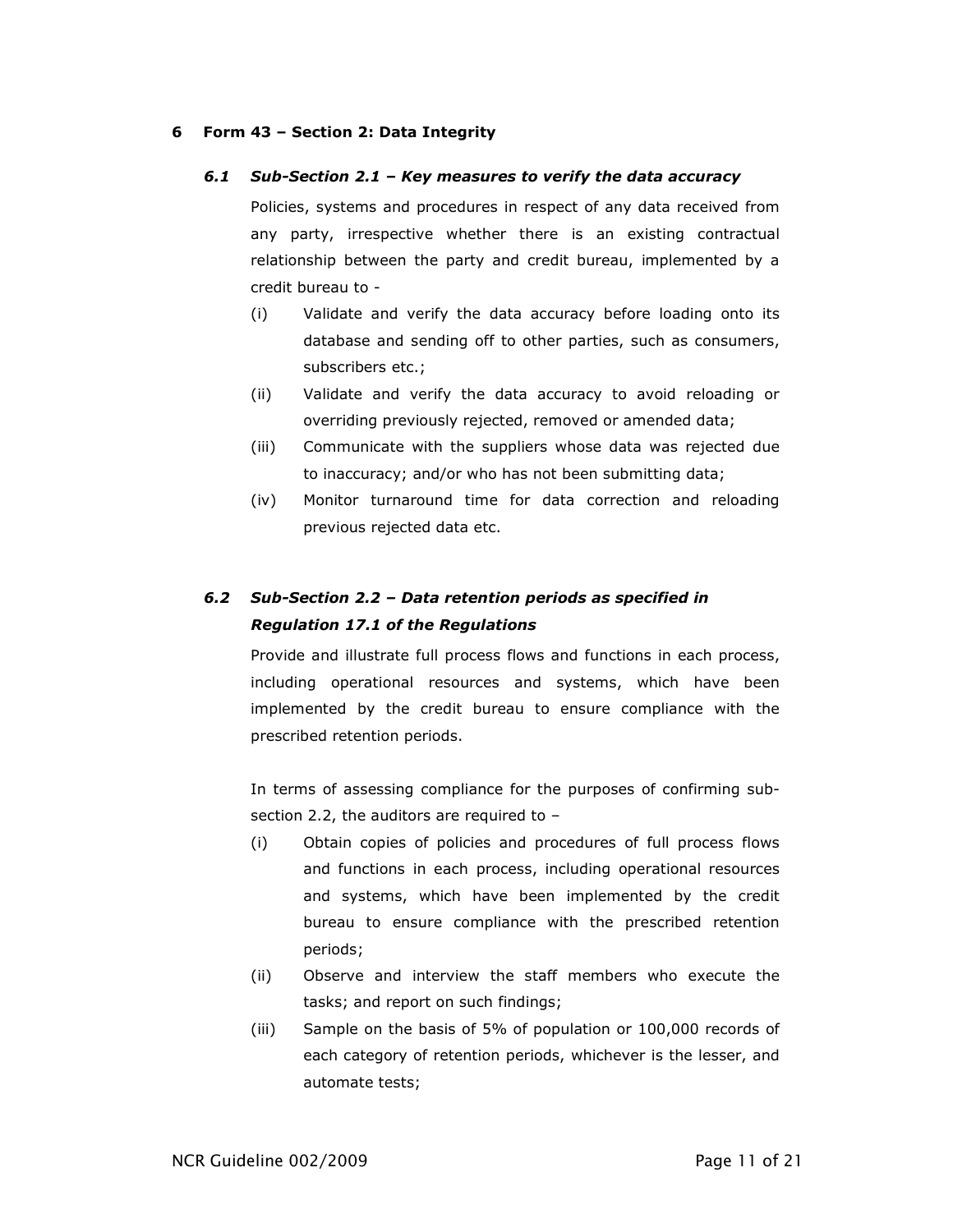## 6 Form 43 – Section 2: Data Integrity

### *6.1 Sub-Section 2.1 – Key measures to verify the data accuracy*

Policies, systems and procedures in respect of any data received from any party, irrespective whether there is an existing contractual relationship between the party and credit bureau, implemented by a credit bureau to -

- (i) Validate and verify the data accuracy before loading onto its database and sending off to other parties, such as consumers, subscribers etc.;
- (ii) Validate and verify the data accuracy to avoid reloading or overriding previously rejected, removed or amended data;
- (iii) Communicate with the suppliers whose data was rejected due to inaccuracy; and/or who has not been submitting data;
- (iv) Monitor turnaround time for data correction and reloading previous rejected data etc.

### *6.2 Sub-Section 2.2 – Data retention periods as specified in Regulation 17.1 of the Regulations*

Provide and illustrate full process flows and functions in each process, including operational resources and systems, which have been implemented by the credit bureau to ensure compliance with the prescribed retention periods.

In terms of assessing compliance for the purposes of confirming sub-section 2.2, the auditors are required to –

- (i) Obtain copies of policies and procedures of full process flows and functions in each process, including operational resources and systems, which have been implemented by the credit bureau to ensure compliance with the prescribed retention periods;
- (ii) Observe and interview the staff members who execute the tasks; and report on such findings;
- (iii) Sample on the basis of 5% of population or 100,000 records of each category of retention periods, whichever is the lesser, and automate tests;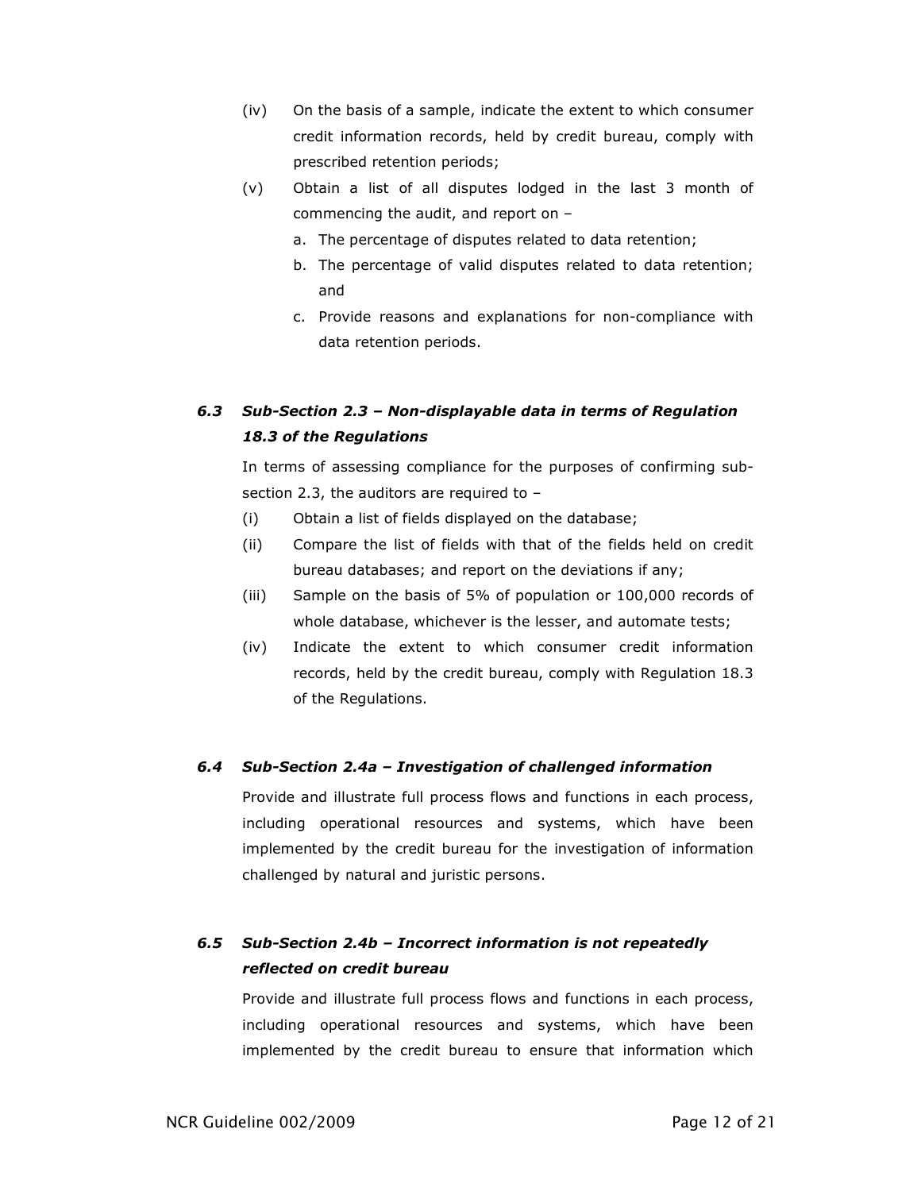(iv) On the basis of a sample, indicate the extent to which consumer credit information records, held by credit bureau, comply with prescribed retention periods;

(v) Obtain a list of all disputes lodged in the last 3 month of commencing the audit, and report on –

   a. The percentage of disputes related to data retention;
   b. The percentage of valid disputes related to data retention; and
   c. Provide reasons and explanations for non-compliance with data retention periods.

### *6.3 Sub-Section 2.3 – Non-displayable data in terms of Regulation 18.3 of the Regulations*

In terms of assessing compliance for the purposes of confirming sub-section 2.3, the auditors are required to –

(i) Obtain a list of fields displayed on the database;

(ii) Compare the list of fields with that of the fields held on credit bureau databases; and report on the deviations if any;

(iii) Sample on the basis of 5% of population or 100,000 records of whole database, whichever is the lesser, and automate tests;

(iv) Indicate the extent to which consumer credit information records, held by the credit bureau, comply with Regulation 18.3 of the Regulations.

### *6.4 Sub-Section 2.4a – Investigation of challenged information*

Provide and illustrate full process flows and functions in each process, including operational resources and systems, which have been implemented by the credit bureau for the investigation of information challenged by natural and juristic persons.

### *6.5 Sub-Section 2.4b – Incorrect information is not repeatedly reflected on credit bureau*

Provide and illustrate full process flows and functions in each process, including operational resources and systems, which have been implemented by the credit bureau to ensure that information which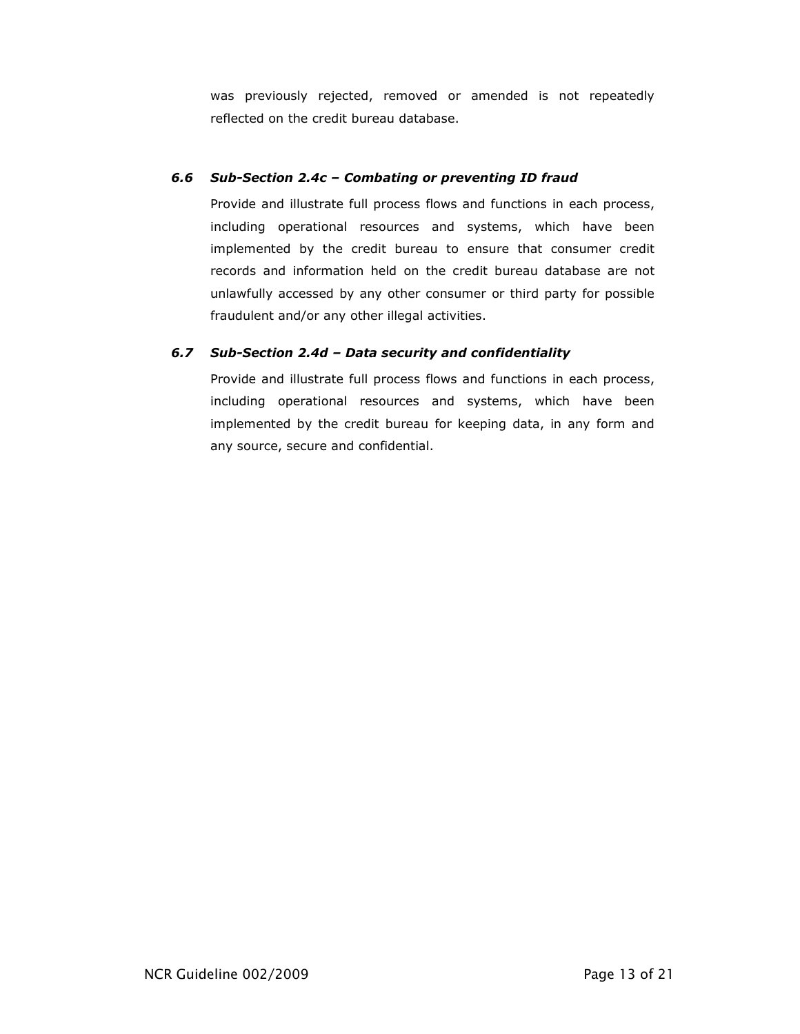was previously rejected, removed or amended is not repeatedly reflected on the credit bureau database.

### *6.6 Sub-Section 2.4c – Combating or preventing ID fraud*

Provide and illustrate full process flows and functions in each process, including operational resources and systems, which have been implemented by the credit bureau to ensure that consumer credit records and information held on the credit bureau database are not unlawfully accessed by any other consumer or third party for possible fraudulent and/or any other illegal activities.

### *6.7 Sub-Section 2.4d – Data security and confidentiality*

Provide and illustrate full process flows and functions in each process, including operational resources and systems, which have been implemented by the credit bureau for keeping data, in any form and any source, secure and confidential.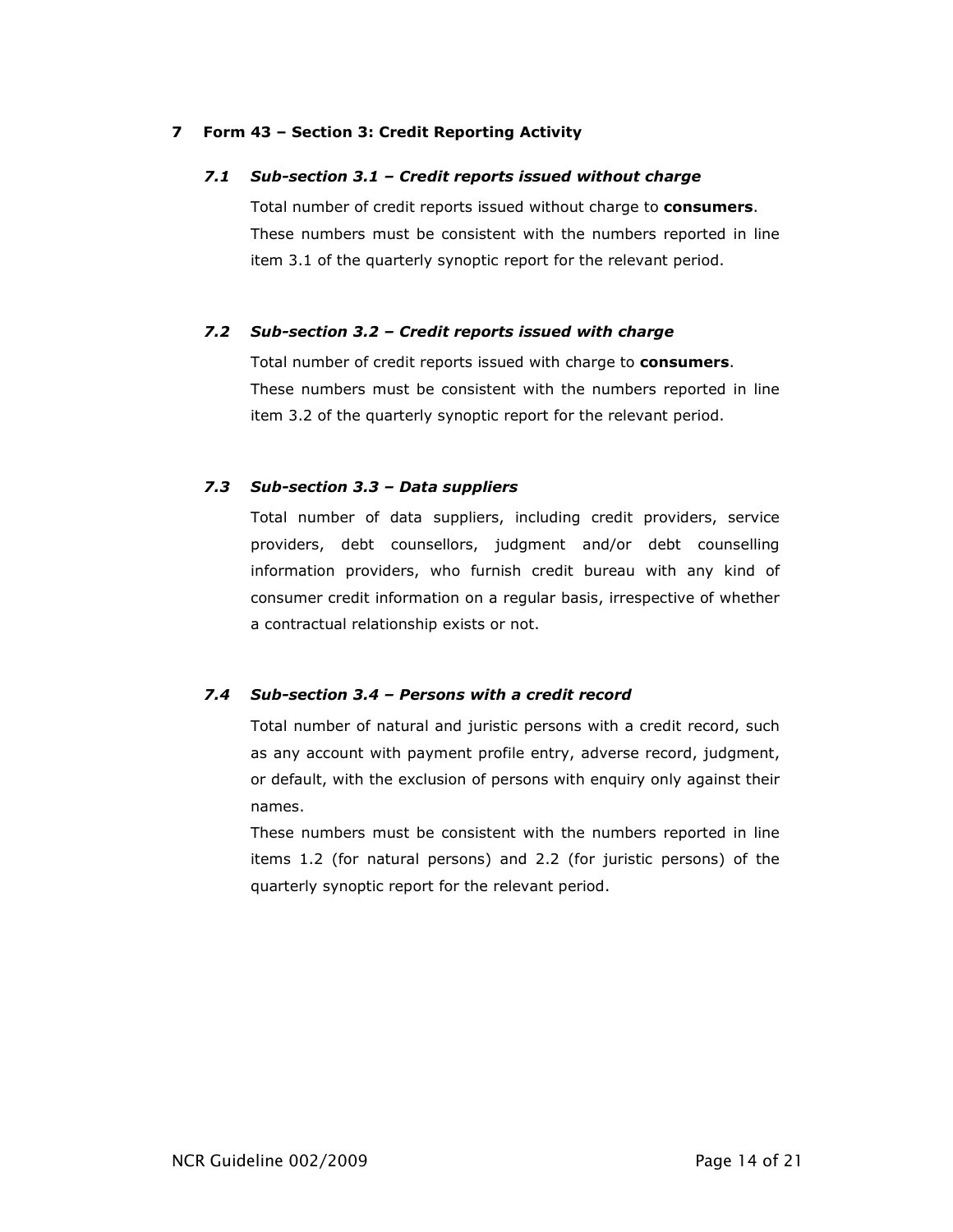## 7 Form 43 – Section 3: Credit Reporting Activity

### *7.1 Sub-section 3.1 – Credit reports issued without charge*

Total number of credit reports issued without charge to **consumers**. These numbers must be consistent with the numbers reported in line item 3.1 of the quarterly synoptic report for the relevant period.

### *7.2 Sub-section 3.2 – Credit reports issued with charge*

Total number of credit reports issued with charge to **consumers**. These numbers must be consistent with the numbers reported in line item 3.2 of the quarterly synoptic report for the relevant period.

### *7.3 Sub-section 3.3 – Data suppliers*

Total number of data suppliers, including credit providers, service providers, debt counsellors, judgment and/or debt counselling information providers, who furnish credit bureau with any kind of consumer credit information on a regular basis, irrespective of whether a contractual relationship exists or not.

### *7.4 Sub-section 3.4 – Persons with a credit record*

Total number of natural and juristic persons with a credit record, such as any account with payment profile entry, adverse record, judgment, or default, with the exclusion of persons with enquiry only against their names.

These numbers must be consistent with the numbers reported in line items 1.2 (for natural persons) and 2.2 (for juristic persons) of the quarterly synoptic report for the relevant period.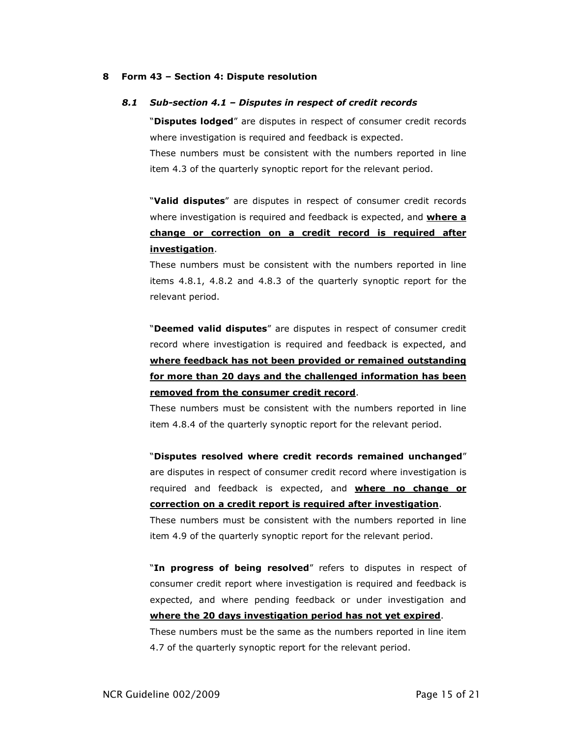## 8 Form 43 – Section 4: Dispute resolution

### *8.1 Sub-section 4.1 – Disputes in respect of credit records*

"**Disputes lodged**" are disputes in respect of consumer credit records where investigation is required and feedback is expected.
These numbers must be consistent with the numbers reported in line item 4.3 of the quarterly synoptic report for the relevant period.

"**Valid disputes**" are disputes in respect of consumer credit records where investigation is required and feedback is expected, and **<u>where a change or correction on a credit record is required after investigation</u>**.
These numbers must be consistent with the numbers reported in line items 4.8.1, 4.8.2 and 4.8.3 of the quarterly synoptic report for the relevant period.

"**Deemed valid disputes**" are disputes in respect of consumer credit record where investigation is required and feedback is expected, and **<u>where feedback has not been provided or remained outstanding for more than 20 days and the challenged information has been removed from the consumer credit record</u>**.
These numbers must be consistent with the numbers reported in line item 4.8.4 of the quarterly synoptic report for the relevant period.

"**Disputes resolved where credit records remained unchanged**" are disputes in respect of consumer credit record where investigation is required and feedback is expected, and **<u>where no change or correction on a credit report is required after investigation</u>**.
These numbers must be consistent with the numbers reported in line item 4.9 of the quarterly synoptic report for the relevant period.

"**In progress of being resolved**" refers to disputes in respect of consumer credit report where investigation is required and feedback is expected, and where pending feedback or under investigation and **<u>where the 20 days investigation period has not yet expired</u>**.
These numbers must be the same as the numbers reported in line item 4.7 of the quarterly synoptic report for the relevant period.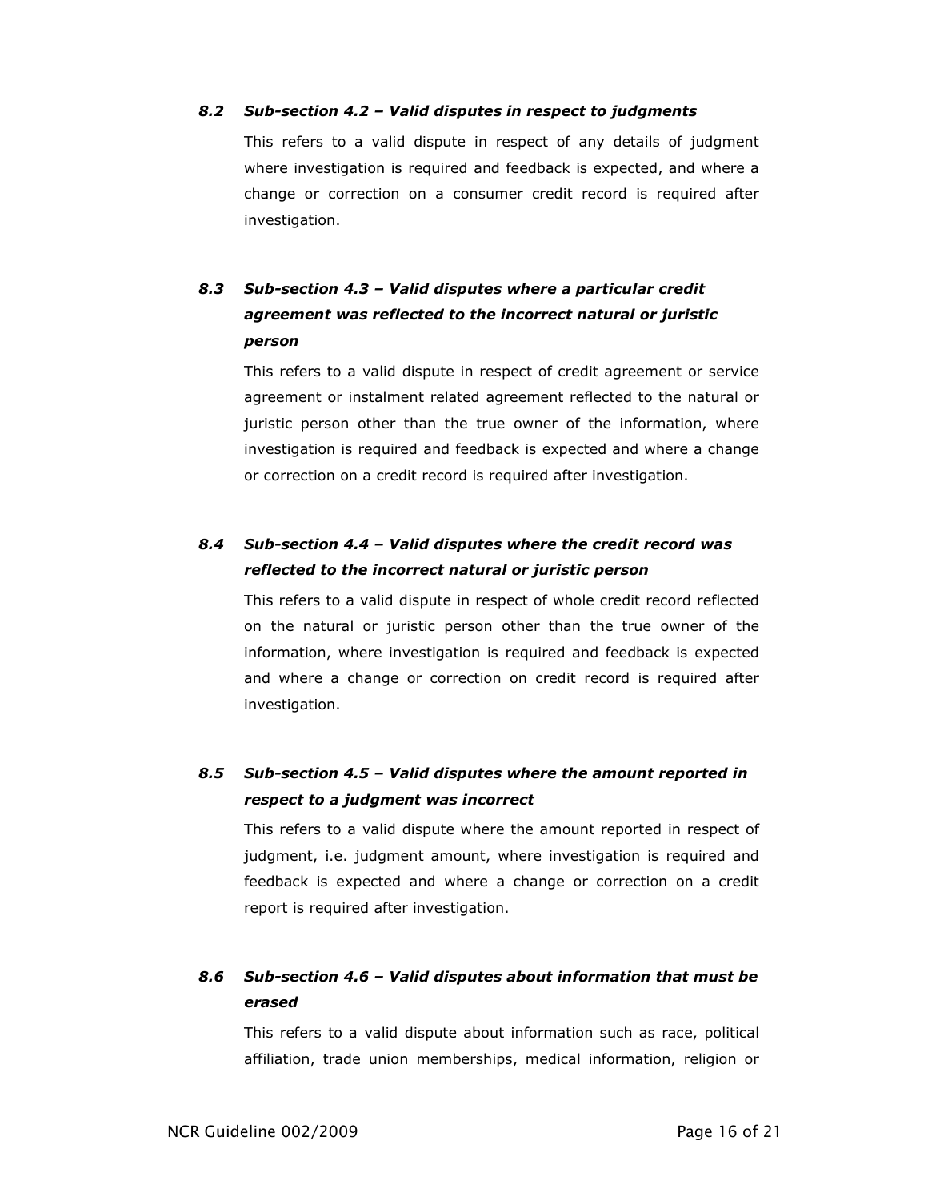### *8.2 Sub-section 4.2 – Valid disputes in respect to judgments*

This refers to a valid dispute in respect of any details of judgment where investigation is required and feedback is expected, and where a change or correction on a consumer credit record is required after investigation.

### *8.3 Sub-section 4.3 – Valid disputes where a particular credit agreement was reflected to the incorrect natural or juristic person*

This refers to a valid dispute in respect of credit agreement or service agreement or instalment related agreement reflected to the natural or juristic person other than the true owner of the information, where investigation is required and feedback is expected and where a change or correction on a credit record is required after investigation.

### *8.4 Sub-section 4.4 – Valid disputes where the credit record was reflected to the incorrect natural or juristic person*

This refers to a valid dispute in respect of whole credit record reflected on the natural or juristic person other than the true owner of the information, where investigation is required and feedback is expected and where a change or correction on credit record is required after investigation.

### *8.5 Sub-section 4.5 – Valid disputes where the amount reported in respect to a judgment was incorrect*

This refers to a valid dispute where the amount reported in respect of judgment, i.e. judgment amount, where investigation is required and feedback is expected and where a change or correction on a credit report is required after investigation.

### *8.6 Sub-section 4.6 – Valid disputes about information that must be erased*

This refers to a valid dispute about information such as race, political affiliation, trade union memberships, medical information, religion or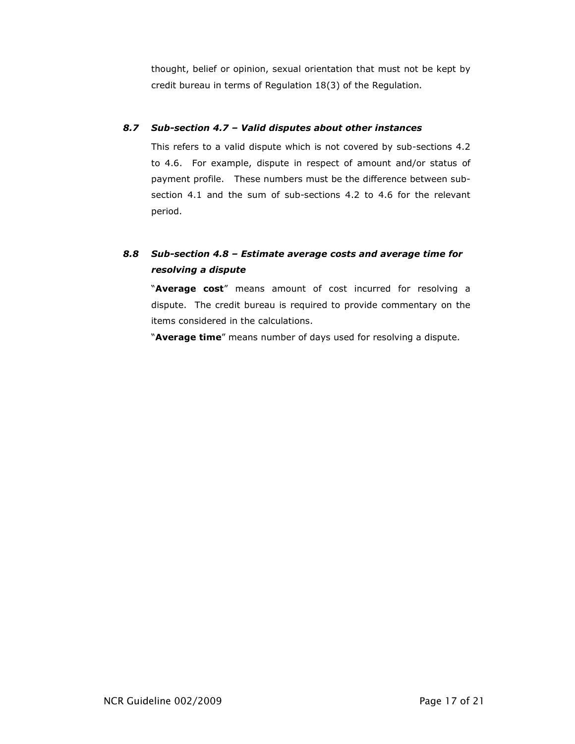thought, belief or opinion, sexual orientation that must not be kept by credit bureau in terms of Regulation 18(3) of the Regulation.

### *8.7 Sub-section 4.7 – Valid disputes about other instances*

This refers to a valid dispute which is not covered by sub-sections 4.2 to 4.6. For example, dispute in respect of amount and/or status of payment profile. These numbers must be the difference between sub-section 4.1 and the sum of sub-sections 4.2 to 4.6 for the relevant period.

### *8.8 Sub-section 4.8 – Estimate average costs and average time for resolving a dispute*

"**Average cost**" means amount of cost incurred for resolving a dispute. The credit bureau is required to provide commentary on the items considered in the calculations.

"**Average time**" means number of days used for resolving a dispute.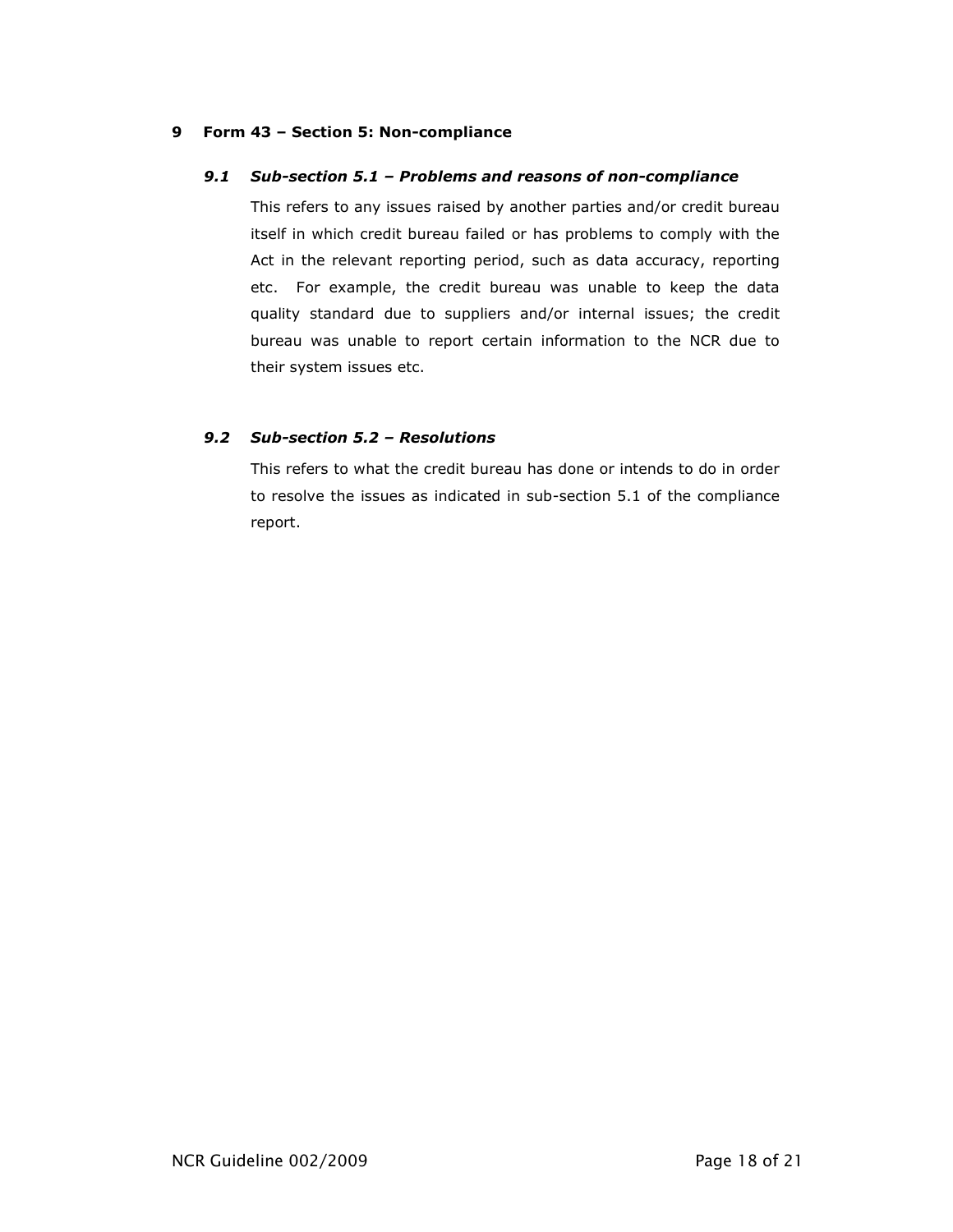## 9 Form 43 – Section 5: Non-compliance

### *9.1 Sub-section 5.1 – Problems and reasons of non-compliance*

This refers to any issues raised by another parties and/or credit bureau itself in which credit bureau failed or has problems to comply with the Act in the relevant reporting period, such as data accuracy, reporting etc. For example, the credit bureau was unable to keep the data quality standard due to suppliers and/or internal issues; the credit bureau was unable to report certain information to the NCR due to their system issues etc.

### *9.2 Sub-section 5.2 – Resolutions*

This refers to what the credit bureau has done or intends to do in order to resolve the issues as indicated in sub-section 5.1 of the compliance report.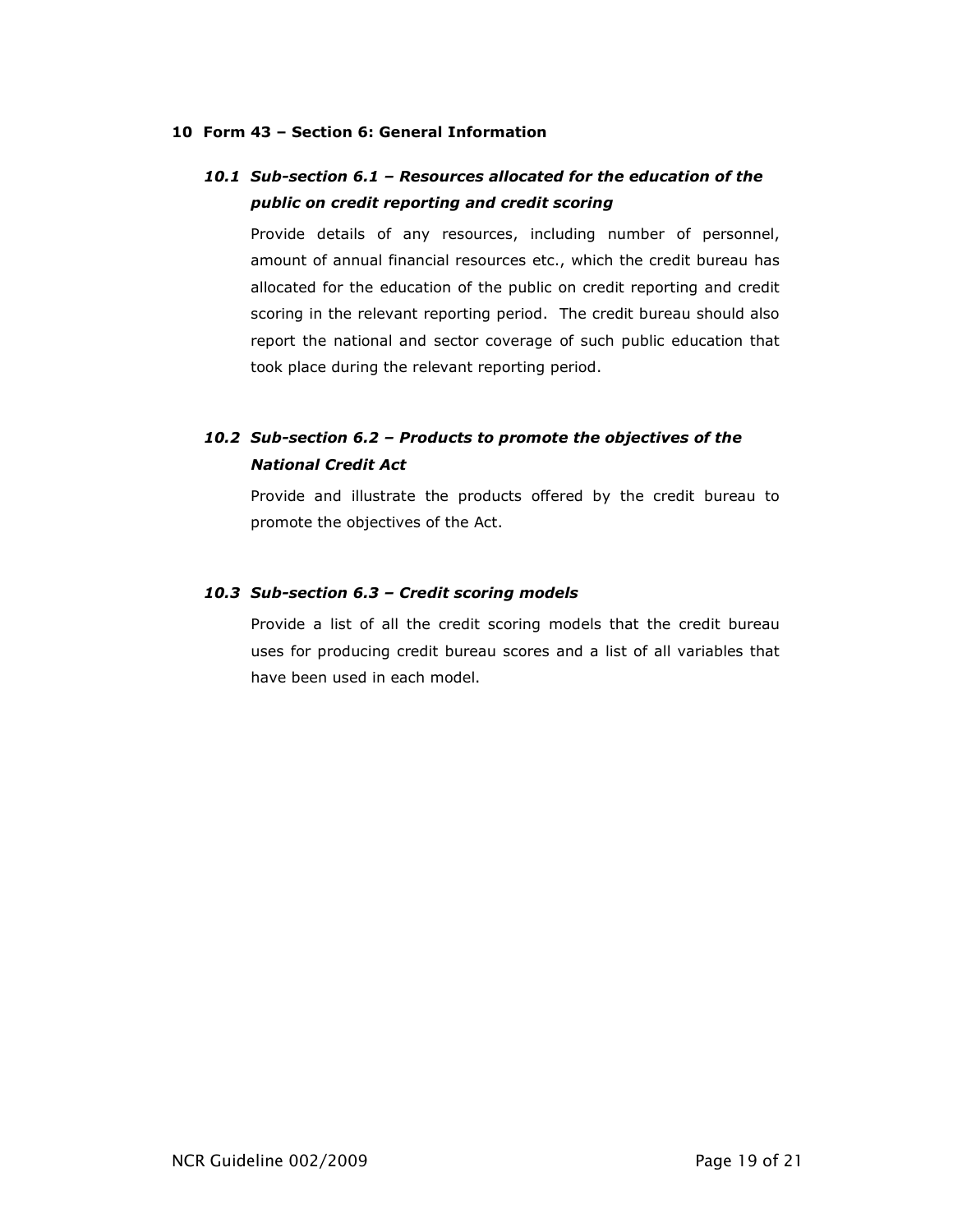## 10 Form 43 – Section 6: General Information

### *10.1 Sub-section 6.1 – Resources allocated for the education of the public on credit reporting and credit scoring*

Provide details of any resources, including number of personnel, amount of annual financial resources etc., which the credit bureau has allocated for the education of the public on credit reporting and credit scoring in the relevant reporting period. The credit bureau should also report the national and sector coverage of such public education that took place during the relevant reporting period.

### *10.2 Sub-section 6.2 – Products to promote the objectives of the National Credit Act*

Provide and illustrate the products offered by the credit bureau to promote the objectives of the Act.

### *10.3 Sub-section 6.3 – Credit scoring models*

Provide a list of all the credit scoring models that the credit bureau uses for producing credit bureau scores and a list of all variables that have been used in each model.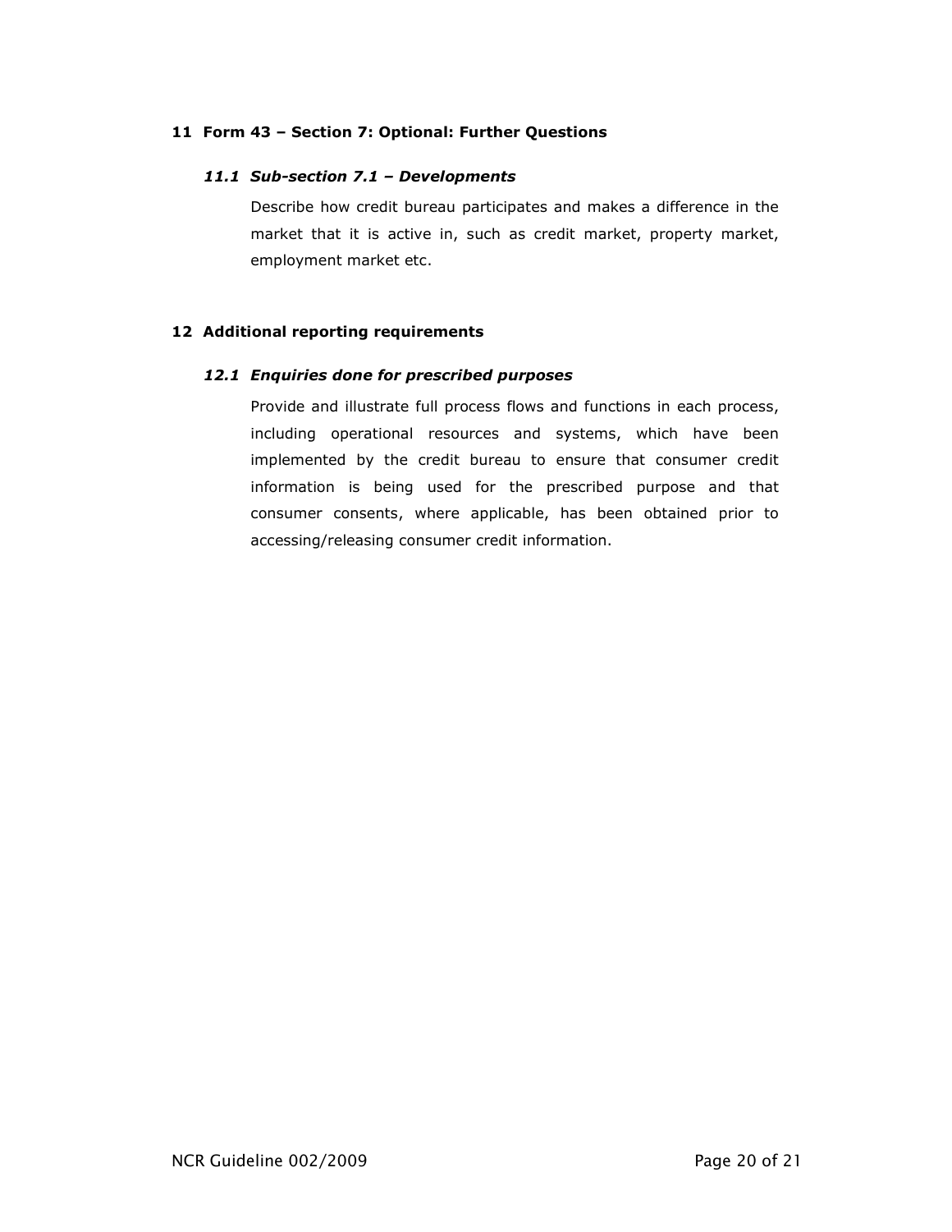## 11 Form 43 – Section 7: Optional: Further Questions

### *11.1 Sub-section 7.1 – Developments*

Describe how credit bureau participates and makes a difference in the market that it is active in, such as credit market, property market, employment market etc.

## 12 Additional reporting requirements

### *12.1 Enquiries done for prescribed purposes*

Provide and illustrate full process flows and functions in each process, including operational resources and systems, which have been implemented by the credit bureau to ensure that consumer credit information is being used for the prescribed purpose and that consumer consents, where applicable, has been obtained prior to accessing/releasing consumer credit information.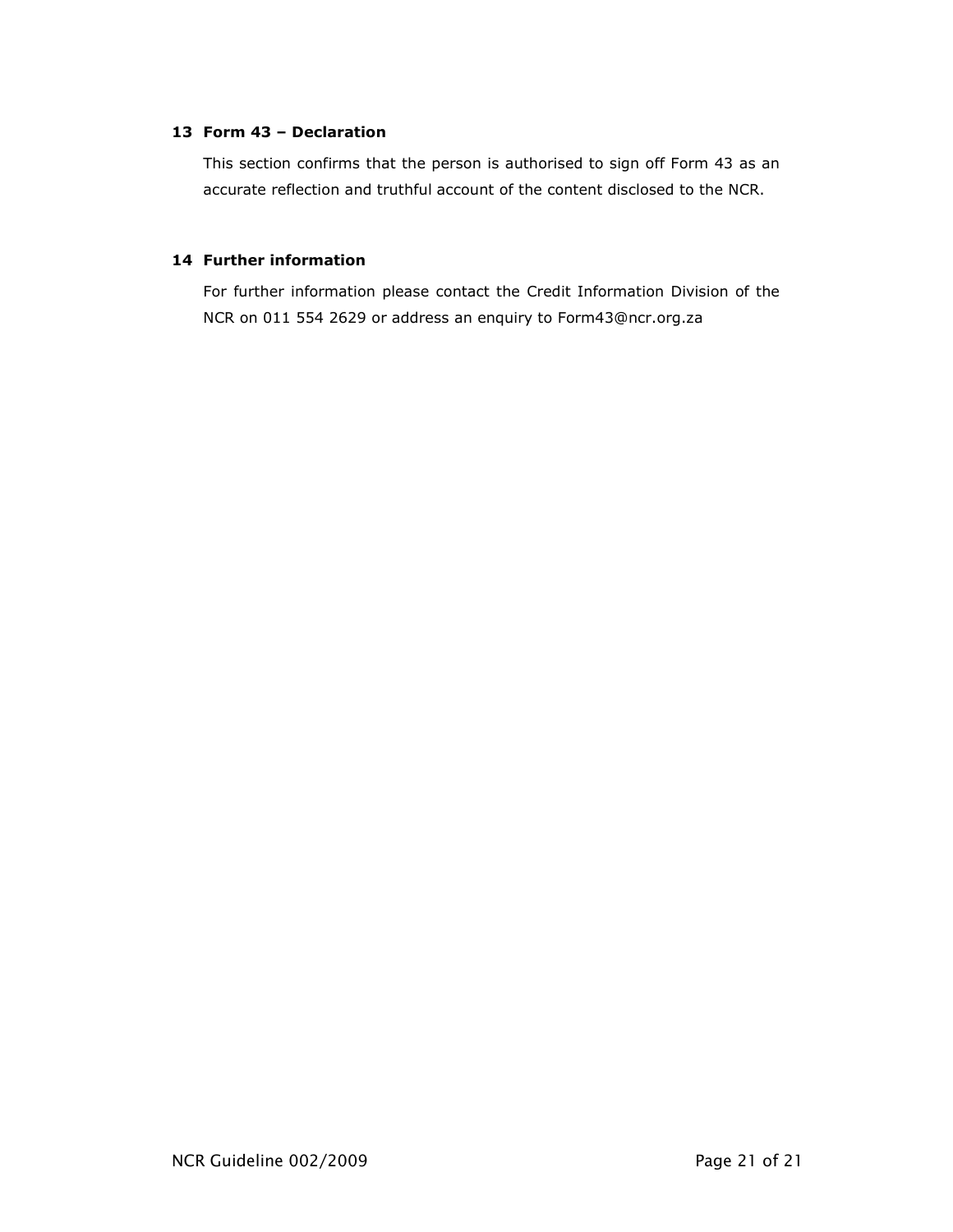## 13 Form 43 – Declaration

This section confirms that the person is authorised to sign off Form 43 as an accurate reflection and truthful account of the content disclosed to the NCR.

## 14 Further information

For further information please contact the Credit Information Division of the NCR on 011 554 2629 or address an enquiry to Form43@ncr.org.za